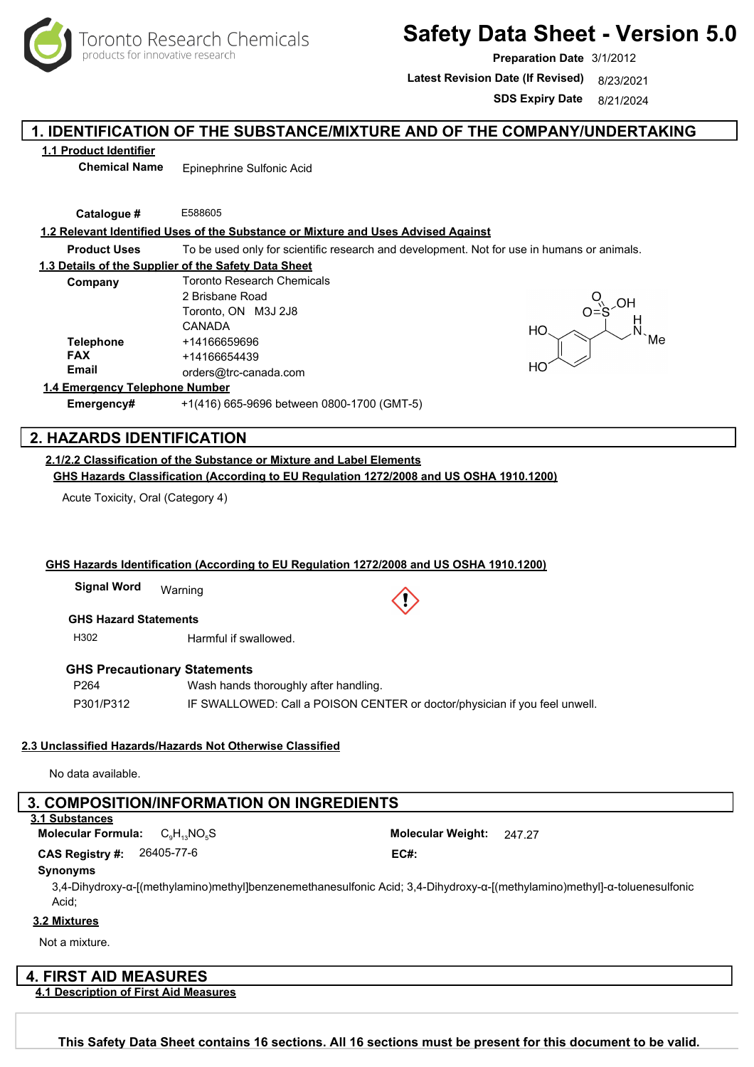Toronto Research Chemicals
products for innovative research

# Safety Data Sheet - Version 5.0

**Preparation Date** 3/1/2012
**Latest Revision Date (If Revised)** 8/23/2021
**SDS Expiry Date** 8/21/2024

## 1. IDENTIFICATION OF THE SUBSTANCE/MIXTURE AND OF THE COMPANY/UNDERTAKING

### 1.1 Product Identifier

**Chemical Name** Epinephrine Sulfonic Acid

**Catalogue #** E588605

### 1.2 Relevant Identified Uses of the Substance or Mixture and Uses Advised Against

**Product Uses** To be used only for scientific research and development. Not for use in humans or animals.

### 1.3 Details of the Supplier of the Safety Data Sheet

**Company** Toronto Research Chemicals
2 Brisbane Road
Toronto, ON M3J 2J8
CANADA

**Telephone** +14166659696
**FAX** +14166654439
**Email** orders@trc-canada.com

### 1.4 Emergency Telephone Number

**Emergency#** +1(416) 665-9696 between 0800-1700 (GMT-5)

## 2. HAZARDS IDENTIFICATION

### 2.1/2.2 Classification of the Substance or Mixture and Label Elements

**GHS Hazards Classification (According to EU Regulation 1272/2008 and US OSHA 1910.1200)**

Acute Toxicity, Oral (Category 4)

**GHS Hazards Identification (According to EU Regulation 1272/2008 and US OSHA 1910.1200)**

**Signal Word** Warning

**GHS Hazard Statements**

| | |
|---|---|
| H302 | Harmful if swallowed. |

**GHS Precautionary Statements**

| | |
|---|---|
| P264 | Wash hands thoroughly after handling. |
| P301/P312 | IF SWALLOWED: Call a POISON CENTER or doctor/physician if you feel unwell. |

### 2.3 Unclassified Hazards/Hazards Not Otherwise Classified

No data available.

## 3. COMPOSITION/INFORMATION ON INGREDIENTS

### 3.1 Substances

**Molecular Formula:** $C_9H_{13}NO_5S$
**Molecular Weight:** 247.27
**CAS Registry #:** 26405-77-6
**EC#:**

**Synonyms**

3,4-Dihydroxy-α-[(methylamino)methyl]benzenemethanesulfonic Acid; 3,4-Dihydroxy-α-[(methylamino)methyl]-α-toluenesulfonic Acid;

### 3.2 Mixtures

Not a mixture.

## 4. FIRST AID MEASURES

### 4.1 Description of First Aid Measures

**This Safety Data Sheet contains 16 sections. All 16 sections must be present for this document to be valid.**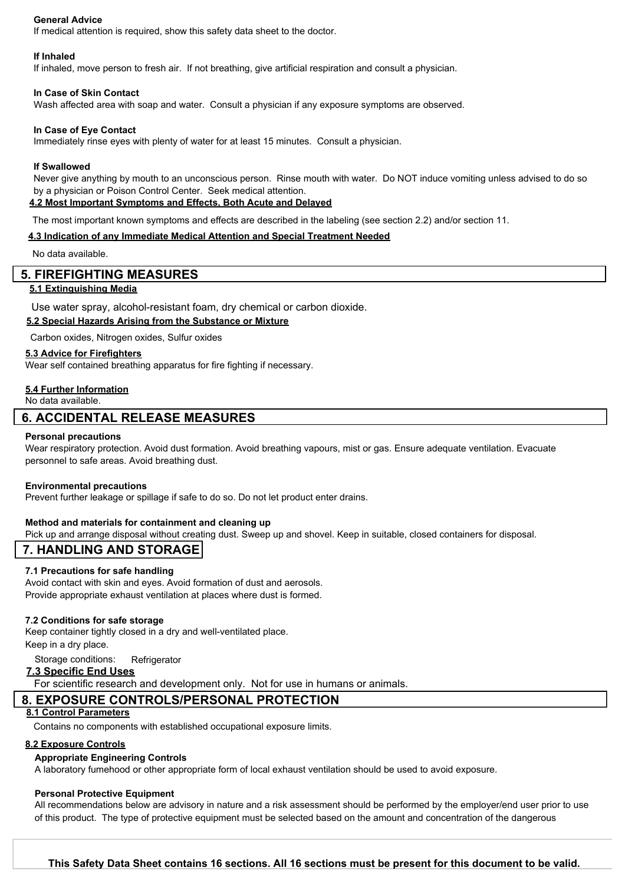**General Advice**

If medical attention is required, show this safety data sheet to the doctor.

**If Inhaled**

If inhaled, move person to fresh air. If not breathing, give artificial respiration and consult a physician.

**In Case of Skin Contact**

Wash affected area with soap and water. Consult a physician if any exposure symptoms are observed.

**In Case of Eye Contact**

Immediately rinse eyes with plenty of water for at least 15 minutes. Consult a physician.

**If Swallowed**

Never give anything by mouth to an unconscious person. Rinse mouth with water. Do NOT induce vomiting unless advised to do so by a physician or Poison Control Center. Seek medical attention.

### 4.2 Most Important Symptoms and Effects, Both Acute and Delayed

The most important known symptoms and effects are described in the labeling (see section 2.2) and/or section 11.

### 4.3 Indication of any Immediate Medical Attention and Special Treatment Needed

No data available.

## 5. FIREFIGHTING MEASURES

### 5.1 Extinguishing Media

Use water spray, alcohol-resistant foam, dry chemical or carbon dioxide.

### 5.2 Special Hazards Arising from the Substance or Mixture

Carbon oxides, Nitrogen oxides, Sulfur oxides

### 5.3 Advice for Firefighters

Wear self contained breathing apparatus for fire fighting if necessary.

### 5.4 Further Information

No data available.

## 6. ACCIDENTAL RELEASE MEASURES

**Personal precautions**

Wear respiratory protection. Avoid dust formation. Avoid breathing vapours, mist or gas. Ensure adequate ventilation. Evacuate personnel to safe areas. Avoid breathing dust.

**Environmental precautions**

Prevent further leakage or spillage if safe to do so. Do not let product enter drains.

**Method and materials for containment and cleaning up**

Pick up and arrange disposal without creating dust. Sweep up and shovel. Keep in suitable, closed containers for disposal.

## 7. HANDLING AND STORAGE

**7.1 Precautions for safe handling**

Avoid contact with skin and eyes. Avoid formation of dust and aerosols.
Provide appropriate exhaust ventilation at places where dust is formed.

**7.2 Conditions for safe storage**

Keep container tightly closed in a dry and well-ventilated place.
Keep in a dry place.

Storage conditions: Refrigerator

### 7.3 Specific End Uses

For scientific research and development only. Not for use in humans or animals.

## 8. EXPOSURE CONTROLS/PERSONAL PROTECTION

### 8.1 Control Parameters

Contains no components with established occupational exposure limits.

### 8.2 Exposure Controls

**Appropriate Engineering Controls**

A laboratory fumehood or other appropriate form of local exhaust ventilation should be used to avoid exposure.

**Personal Protective Equipment**

All recommendations below are advisory in nature and a risk assessment should be performed by the employer/end user prior to use of this product. The type of protective equipment must be selected based on the amount and concentration of the dangerous

**This Safety Data Sheet contains 16 sections. All 16 sections must be present for this document to be valid.**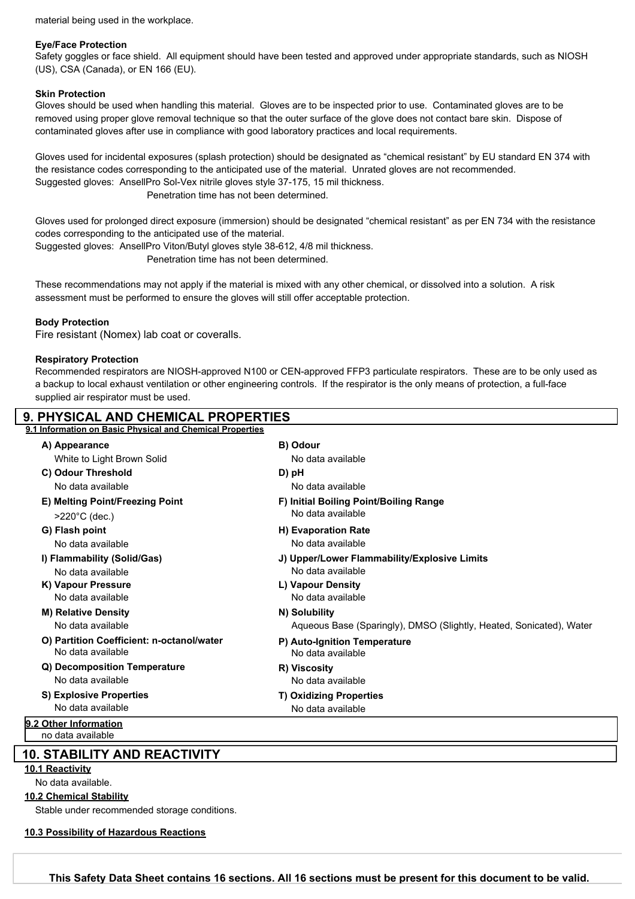material being used in the workplace.

**Eye/Face Protection**

Safety goggles or face shield. All equipment should have been tested and approved under appropriate standards, such as NIOSH (US), CSA (Canada), or EN 166 (EU).

**Skin Protection**

Gloves should be used when handling this material. Gloves are to be inspected prior to use. Contaminated gloves are to be removed using proper glove removal technique so that the outer surface of the glove does not contact bare skin. Dispose of contaminated gloves after use in compliance with good laboratory practices and local requirements.

Gloves used for incidental exposures (splash protection) should be designated as "chemical resistant" by EU standard EN 374 with the resistance codes corresponding to the anticipated use of the material. Unrated gloves are not recommended.
Suggested gloves: AnsellPro Sol-Vex nitrile gloves style 37-175, 15 mil thickness.
Penetration time has not been determined.

Gloves used for prolonged direct exposure (immersion) should be designated "chemical resistant" as per EN 734 with the resistance codes corresponding to the anticipated use of the material.
Suggested gloves: AnsellPro Viton/Butyl gloves style 38-612, 4/8 mil thickness.
Penetration time has not been determined.

These recommendations may not apply if the material is mixed with any other chemical, or dissolved into a solution. A risk assessment must be performed to ensure the gloves will still offer acceptable protection.

**Body Protection**

Fire resistant (Nomex) lab coat or coveralls.

**Respiratory Protection**

Recommended respirators are NIOSH-approved N100 or CEN-approved FFP3 particulate respirators. These are to be only used as a backup to local exhaust ventilation or other engineering controls. If the respirator is the only means of protection, a full-face supplied air respirator must be used.

## 9. PHYSICAL AND CHEMICAL PROPERTIES

### 9.1 Information on Basic Physical and Chemical Properties

**A) Appearance**
White to Light Brown Solid

**B) Odour**
No data available

**C) Odour Threshold**
No data available

**D) pH**
No data available

**E) Melting Point/Freezing Point**
>220°C (dec.)

**F) Initial Boiling Point/Boiling Range**
No data available

**G) Flash point**
No data available

**H) Evaporation Rate**
No data available

**I) Flammability (Solid/Gas)**
No data available

**J) Upper/Lower Flammability/Explosive Limits**
No data available

**K) Vapour Pressure**
No data available

**L) Vapour Density**
No data available

**M) Relative Density**
No data available

**N) Solubility**
Aqueous Base (Sparingly), DMSO (Slightly, Heated, Sonicated), Water

**O) Partition Coefficient: n-octanol/water**
No data available

**P) Auto-Ignition Temperature**
No data available

**Q) Decomposition Temperature**
No data available

**R) Viscosity**
No data available

**S) Explosive Properties**
No data available

**T) Oxidizing Properties**
No data available

### 9.2 Other Information

no data available

## 10. STABILITY AND REACTIVITY

### 10.1 Reactivity

No data available.

### 10.2 Chemical Stability

Stable under recommended storage conditions.

### 10.3 Possibility of Hazardous Reactions

**This Safety Data Sheet contains 16 sections. All 16 sections must be present for this document to be valid.**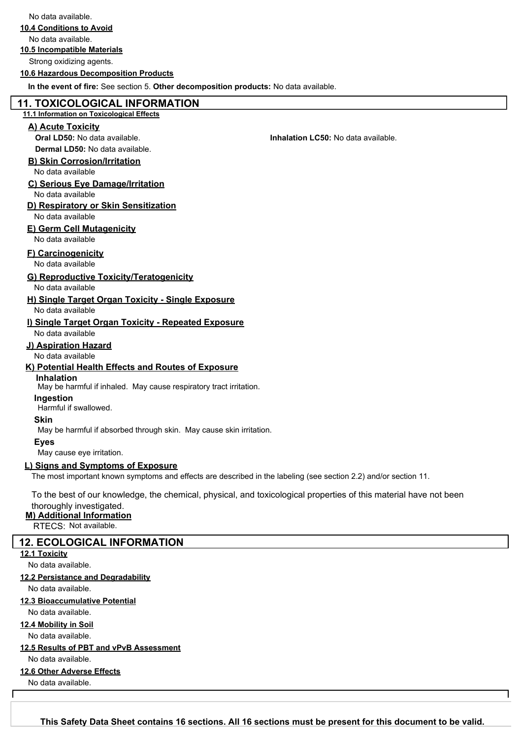No data available.

**10.4 Conditions to Avoid**

No data available.

**10.5 Incompatible Materials**

Strong oxidizing agents.

**10.6 Hazardous Decomposition Products**

**In the event of fire:** See section 5. **Other decomposition products:** No data available.

## 11. TOXICOLOGICAL INFORMATION

**11.1 Information on Toxicological Effects**

**A) Acute Toxicity**

**Oral LD50:** No data available.

**Inhalation LC50:** No data available.

**Dermal LD50:** No data available.

**B) Skin Corrosion/Irritation**

No data available

**C) Serious Eye Damage/Irritation**

No data available

**D) Respiratory or Skin Sensitization**

No data available

**E) Germ Cell Mutagenicity**

No data available

**F) Carcinogenicity**

No data available

**G) Reproductive Toxicity/Teratogenicity**

No data available

**H) Single Target Organ Toxicity - Single Exposure**

No data available

**I) Single Target Organ Toxicity - Repeated Exposure**

No data available

**J) Aspiration Hazard**

No data available

**K) Potential Health Effects and Routes of Exposure**

**Inhalation**

May be harmful if inhaled. May cause respiratory tract irritation.

**Ingestion**

Harmful if swallowed.

**Skin**

May be harmful if absorbed through skin. May cause skin irritation.

**Eyes**

May cause eye irritation.

**L) Signs and Symptoms of Exposure**

The most important known symptoms and effects are described in the labeling (see section 2.2) and/or section 11.

To the best of our knowledge, the chemical, physical, and toxicological properties of this material have not been thoroughly investigated.

**M) Additional Information**

RTECS: Not available.

## 12. ECOLOGICAL INFORMATION

**12.1 Toxicity**

No data available.

**12.2 Persistance and Degradability**

No data available.

**12.3 Bioaccumulative Potential**

No data available.

**12.4 Mobility in Soil**

No data available.

**12.5 Results of PBT and vPvB Assessment**

No data available.

**12.6 Other Adverse Effects**

No data available.

**This Safety Data Sheet contains 16 sections. All 16 sections must be present for this document to be valid.**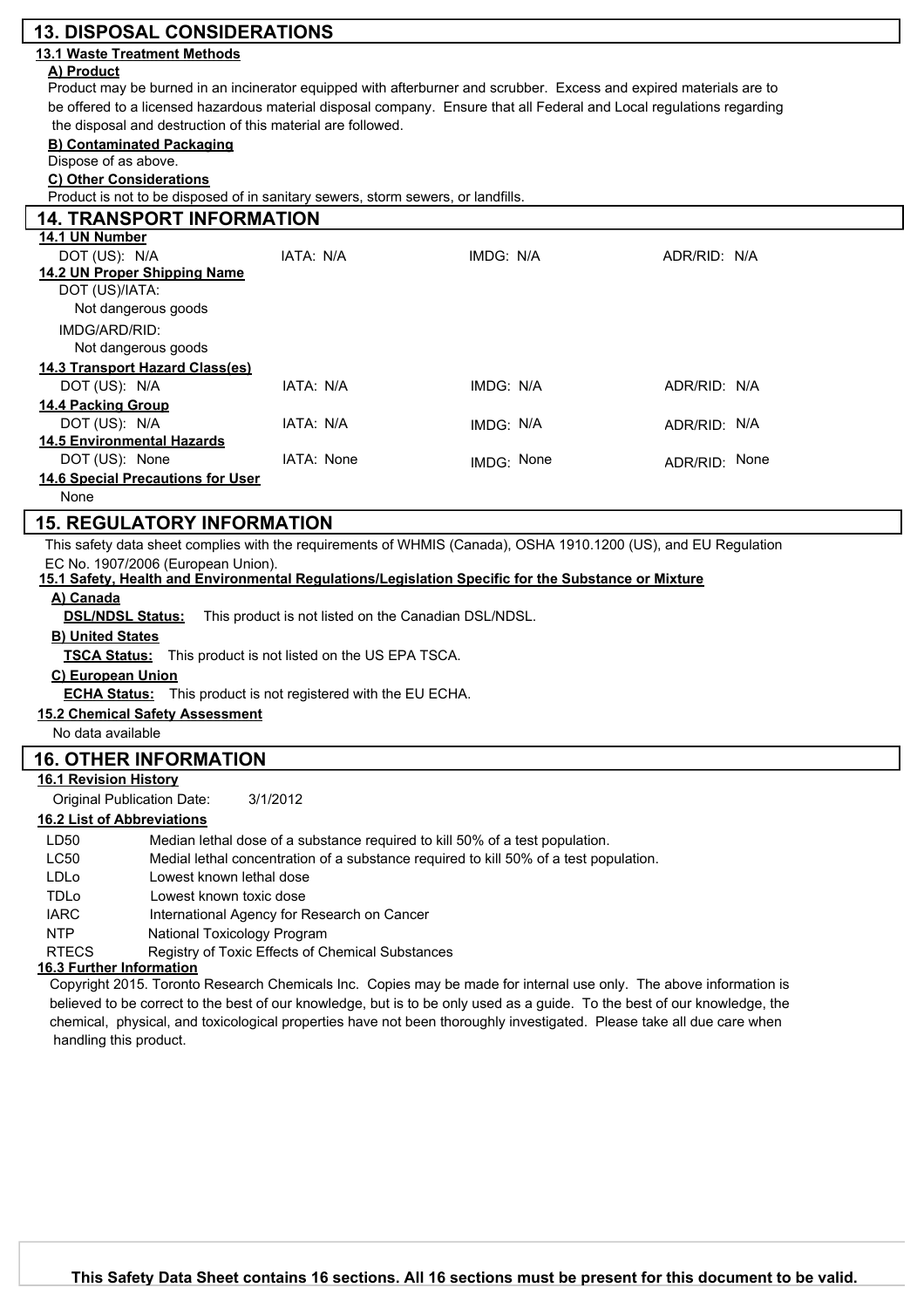## 13. DISPOSAL CONSIDERATIONS

### 13.1 Waste Treatment Methods

**A) Product**

Product may be burned in an incinerator equipped with afterburner and scrubber. Excess and expired materials are to be offered to a licensed hazardous material disposal company. Ensure that all Federal and Local regulations regarding the disposal and destruction of this material are followed.

**B) Contaminated Packaging**

Dispose of as above.

**C) Other Considerations**

Product is not to be disposed of in sanitary sewers, storm sewers, or landfills.

## 14. TRANSPORT INFORMATION

**14.1 UN Number**

| | | | |
|---|---|---|---|
| DOT (US): N/A | IATA: N/A | IMDG: N/A | ADR/RID: N/A |

**14.2 UN Proper Shipping Name**

DOT (US)/IATA:
Not dangerous goods

IMDG/ARD/RID:
Not dangerous goods

**14.3 Transport Hazard Class(es)**

| | | | |
|---|---|---|---|
| DOT (US): N/A | IATA: N/A | IMDG: N/A | ADR/RID: N/A |

**14.4 Packing Group**

| | | | |
|---|---|---|---|
| DOT (US): N/A | IATA: N/A | IMDG: N/A | ADR/RID: N/A |

**14.5 Environmental Hazards**

| | | | |
|---|---|---|---|
| DOT (US): None | IATA: None | IMDG: None | ADR/RID: None |

**14.6 Special Precautions for User**

None

## 15. REGULATORY INFORMATION

This safety data sheet complies with the requirements of WHMIS (Canada), OSHA 1910.1200 (US), and EU Regulation EC No. 1907/2006 (European Union).

**15.1 Safety, Health and Environmental Regulations/Legislation Specific for the Substance or Mixture**

**A) Canada**

**DSL/NDSL Status:** This product is not listed on the Canadian DSL/NDSL.

**B) United States**

**TSCA Status:** This product is not listed on the US EPA TSCA.

**C) European Union**

**ECHA Status:** This product is not registered with the EU ECHA.

**15.2 Chemical Safety Assessment**

No data available

## 16. OTHER INFORMATION

**16.1 Revision History**

Original Publication Date: 3/1/2012

**16.2 List of Abbreviations**

| | |
|---|---|
| LD50 | Median lethal dose of a substance required to kill 50% of a test population. |
| LC50 | Medial lethal concentration of a substance required to kill 50% of a test population. |
| LDLo | Lowest known lethal dose |
| TDLo | Lowest known toxic dose |
| IARC | International Agency for Research on Cancer |
| NTP | National Toxicology Program |
| RTECS | Registry of Toxic Effects of Chemical Substances |

**16.3 Further Information**

Copyright 2015. Toronto Research Chemicals Inc. Copies may be made for internal use only. The above information is believed to be correct to the best of our knowledge, but is to be only used as a guide. To the best of our knowledge, the chemical, physical, and toxicological properties have not been thoroughly investigated. Please take all due care when handling this product.

**This Safety Data Sheet contains 16 sections. All 16 sections must be present for this document to be valid.**